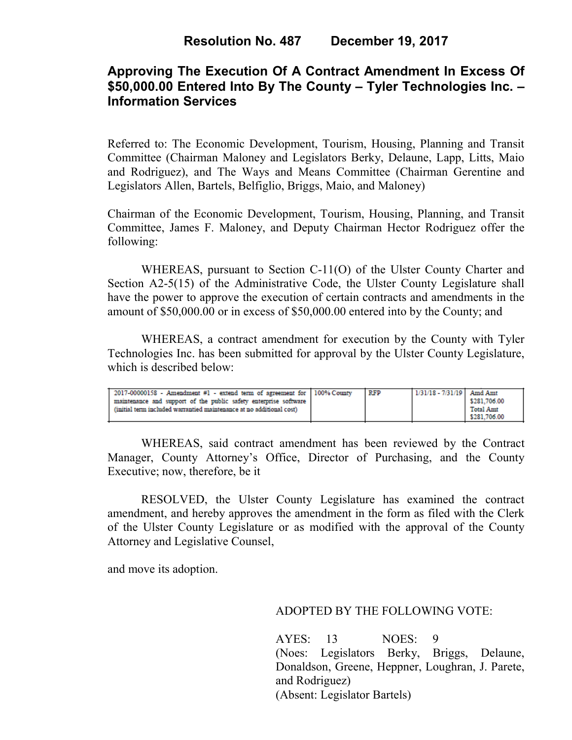# Resolution No. 487 December 19, 2017

## Approving The Execution Of A Contract Amendment In Excess Of $50,000.00 Entered Into By The County – Tyler Technologies Inc. – Information Services

Referred to: The Economic Development, Tourism, Housing, Planning and Transit Committee (Chairman Maloney and Legislators Berky, Delaune, Lapp, Litts, Maio and Rodriguez), and The Ways and Means Committee (Chairman Gerentine and Legislators Allen, Bartels, Belfiglio, Briggs, Maio, and Maloney)

Chairman of the Economic Development, Tourism, Housing, Planning, and Transit Committee, James F. Maloney, and Deputy Chairman Hector Rodriguez offer the following:

WHEREAS, pursuant to Section C-11(O) of the Ulster County Charter and Section A2-5(15) of the Administrative Code, the Ulster County Legislature shall have the power to approve the execution of certain contracts and amendments in the amount of $50,000.00 or in excess of $50,000.00 entered into by the County; and

WHEREAS, a contract amendment for execution by the County with Tyler Technologies Inc. has been submitted for approval by the Ulster County Legislature, which is described below:

| | | | | |
|---|---|---|---|---|
| 2017-00000158 - Amendment #1 - extend term of agreement for maintenance and support of the public safety enterprise software (initial term included warrantied maintenance at no additional cost) | 100% County | RFP | 1/31/18 - 7/31/19 | Amd Amt $281,706.00 Total Amt $281,706.00 |

WHEREAS, said contract amendment has been reviewed by the Contract Manager, County Attorney's Office, Director of Purchasing, and the County Executive; now, therefore, be it

RESOLVED, the Ulster County Legislature has examined the contract amendment, and hereby approves the amendment in the form as filed with the Clerk of the Ulster County Legislature or as modified with the approval of the County Attorney and Legislative Counsel,

and move its adoption.

ADOPTED BY THE FOLLOWING VOTE:

AYES: 13 NOES: 9
(Noes: Legislators Berky, Briggs, Delaune, Donaldson, Greene, Heppner, Loughran, J. Parete, and Rodriguez)
(Absent: Legislator Bartels)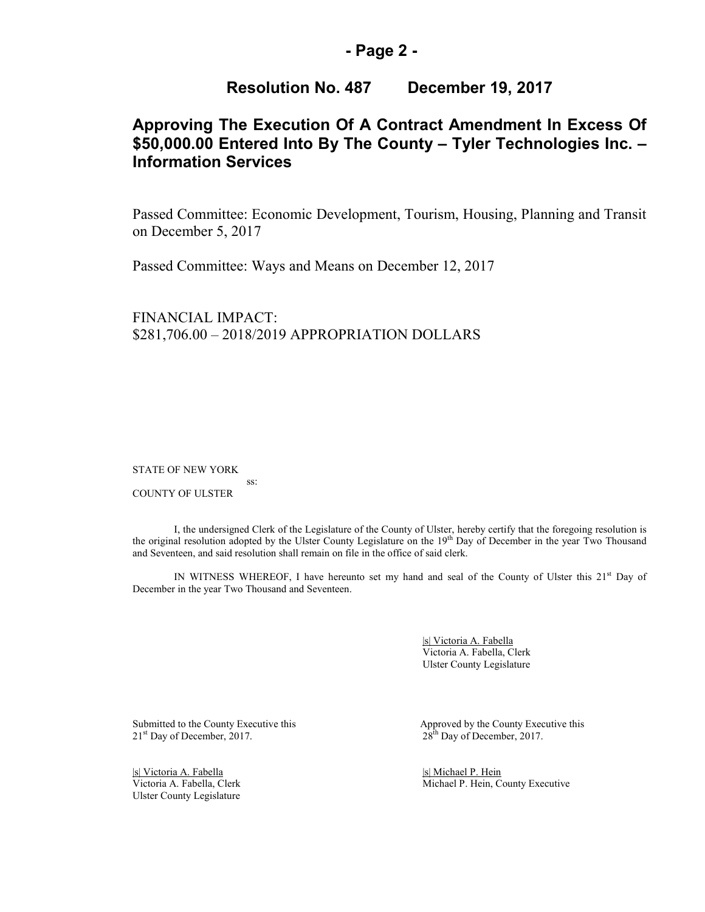## Resolution No. 487 December 19, 2017

## Approving The Execution Of A Contract Amendment In Excess Of $50,000.00 Entered Into By The County – Tyler Technologies Inc. – Information Services

Passed Committee: Economic Development, Tourism, Housing, Planning and Transit on December 5, 2017

Passed Committee: Ways and Means on December 12, 2017

FINANCIAL IMPACT:
$281,706.00 – 2018/2019 APPROPRIATION DOLLARS

STATE OF NEW YORK
ss:
COUNTY OF ULSTER

I, the undersigned Clerk of the Legislature of the County of Ulster, hereby certify that the foregoing resolution is the original resolution adopted by the Ulster County Legislature on the 19th Day of December in the year Two Thousand and Seventeen, and said resolution shall remain on file in the office of said clerk.

IN WITNESS WHEREOF, I have hereunto set my hand and seal of the County of Ulster this 21st Day of December in the year Two Thousand and Seventeen.

|s| Victoria A. Fabella
Victoria A. Fabella, Clerk
Ulster County Legislature

Submitted to the County Executive this 21st Day of December, 2017.

|s| Victoria A. Fabella
Victoria A. Fabella, Clerk
Ulster County Legislature

Approved by the County Executive this 28th Day of December, 2017.

|s| Michael P. Hein
Michael P. Hein, County Executive